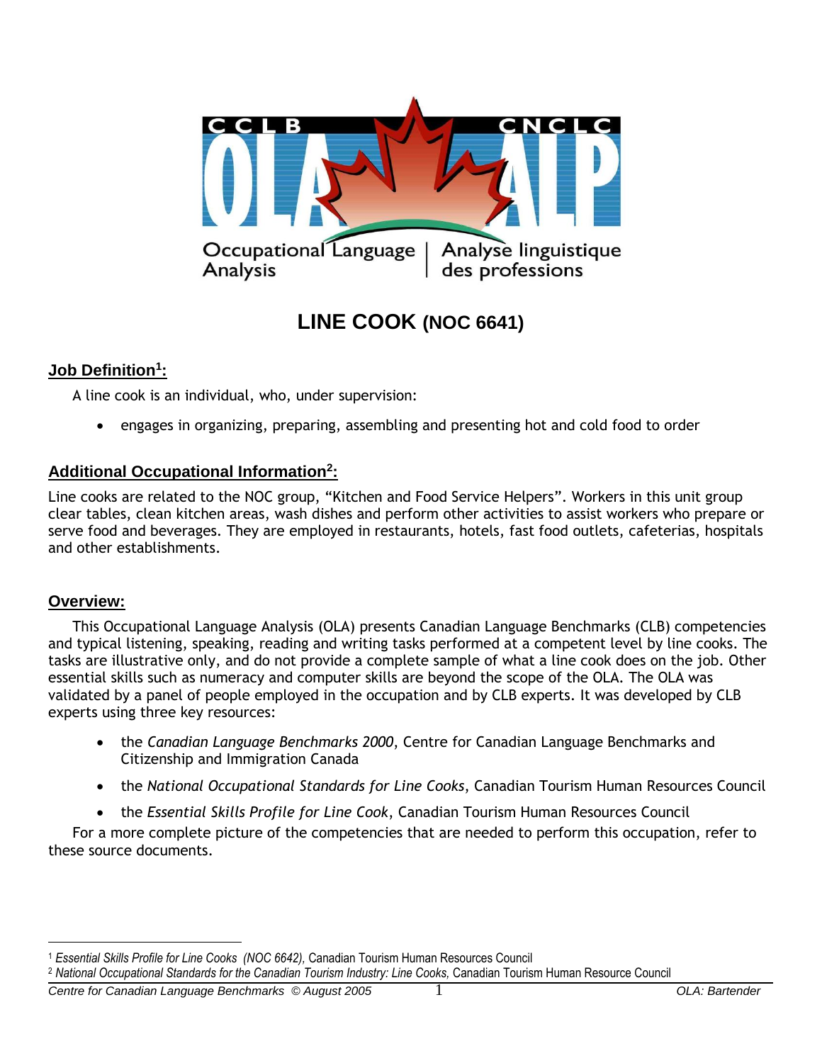CCLB | CNCLC

OLA | ALP

Occupational Language Analysis | Analyse linguistique des professions

# LINE COOK (NOC 6641)

## Job Definition[1]:

A line cook is an individual, who, under supervision:

- engages in organizing, preparing, assembling and presenting hot and cold food to order

## Additional Occupational Information[2]:

Line cooks are related to the NOC group, "Kitchen and Food Service Helpers". Workers in this unit group clear tables, clean kitchen areas, wash dishes and perform other activities to assist workers who prepare or serve food and beverages. They are employed in restaurants, hotels, fast food outlets, cafeterias, hospitals and other establishments.

## Overview:

This Occupational Language Analysis (OLA) presents Canadian Language Benchmarks (CLB) competencies and typical listening, speaking, reading and writing tasks performed at a competent level by line cooks. The tasks are illustrative only, and do not provide a complete sample of what a line cook does on the job. Other essential skills such as numeracy and computer skills are beyond the scope of the OLA. The OLA was validated by a panel of people employed in the occupation and by CLB experts. It was developed by CLB experts using three key resources:

- the *Canadian Language Benchmarks 2000*, Centre for Canadian Language Benchmarks and Citizenship and Immigration Canada
- the *National Occupational Standards for Line Cooks*, Canadian Tourism Human Resources Council
- the *Essential Skills Profile for Line Cook*, Canadian Tourism Human Resources Council

For a more complete picture of the competencies that are needed to perform this occupation, refer to these source documents.

---

[1] *Essential Skills Profile for Line Cooks (NOC 6642),* Canadian Tourism Human Resources Council

[2] *National Occupational Standards for the Canadian Tourism Industry: Line Cooks,* Canadian Tourism Human Resource Council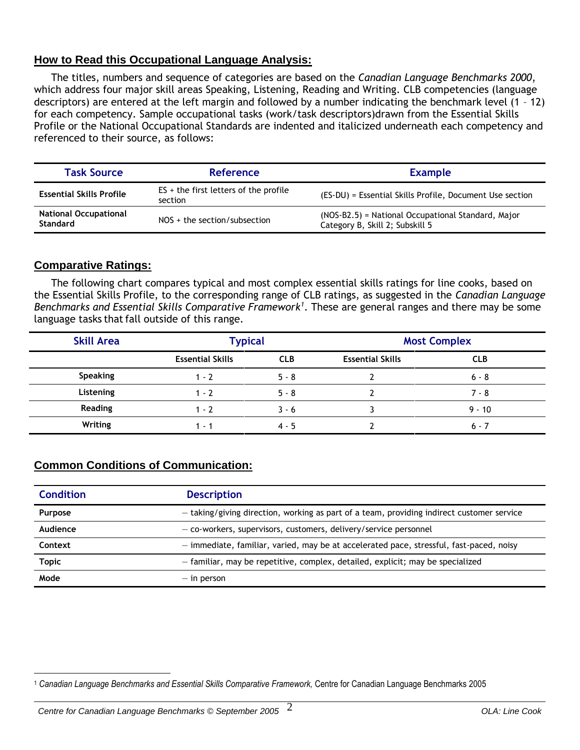## How to Read this Occupational Language Analysis:

The titles, numbers and sequence of categories are based on the *Canadian Language Benchmarks 2000*, which address four major skill areas Speaking, Listening, Reading and Writing. CLB competencies (language descriptors) are entered at the left margin and followed by a number indicating the benchmark level (1 – 12) for each competency. Sample occupational tasks (work/task descriptors)drawn from the Essential Skills Profile or the National Occupational Standards are indented and italicized underneath each competency and referenced to their source, as follows:

| Task Source | Reference | Example |
|---|---|---|
| **Essential Skills Profile** | ES + the first letters of the profile section | (ES-DU) = Essential Skills Profile, Document Use section |
| **National Occupational Standard** | NOS + the section/subsection | (NOS-B2.5) = National Occupational Standard, Major Category B, Skill 2; Subskill 5 |

## Comparative Ratings:

The following chart compares typical and most complex essential skills ratings for line cooks, based on the Essential Skills Profile, to the corresponding range of CLB ratings, as suggested in the *Canadian Language Benchmarks and Essential Skills Comparative Framework*[1]. These are general ranges and there may be some language tasks that fall outside of this range.

| Skill Area | Typical | | Most Complex | |
|---|---|---|---|---|
| | **Essential Skills** | **CLB** | **Essential Skills** | **CLB** |
| **Speaking** | 1 - 2 | 5 - 8 | 2 | 6 - 8 |
| **Listening** | 1 - 2 | 5 - 8 | 2 | 7 - 8 |
| **Reading** | 1 - 2 | 3 - 6 | 3 | 9 - 10 |
| **Writing** | 1 - 1 | 4 - 5 | 2 | 6 - 7 |

## Common Conditions of Communication:

| Condition | Description |
|---|---|
| **Purpose** | – taking/giving direction, working as part of a team, providing indirect customer service |
| **Audience** | – co-workers, supervisors, customers, delivery/service personnel |
| **Context** | – immediate, familiar, varied, may be at accelerated pace, stressful, fast-paced, noisy |
| **Topic** | – familiar, may be repetitive, complex, detailed, explicit; may be specialized |
| **Mode** | – in person |

[1] *Canadian Language Benchmarks and Essential Skills Comparative Framework,* Centre for Canadian Language Benchmarks 2005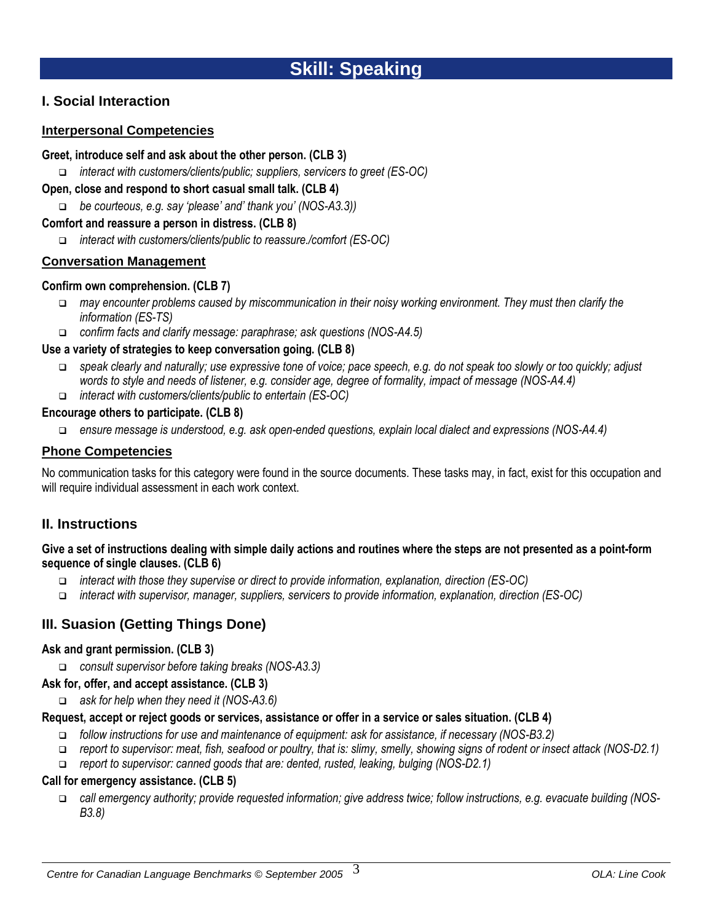# Skill: Speaking

## I. Social Interaction

### Interpersonal Competencies

**Greet, introduce self and ask about the other person. (CLB 3)**

- *interact with customers/clients/public; suppliers, servicers to greet (ES-OC)*

**Open, close and respond to short casual small talk. (CLB 4)**

- *be courteous, e.g. say 'please' and' thank you' (NOS-A3.3))*

**Comfort and reassure a person in distress. (CLB 8)**

- *interact with customers/clients/public to reassure./comfort (ES-OC)*

### Conversation Management

**Confirm own comprehension. (CLB 7)**

- *may encounter problems caused by miscommunication in their noisy working environment. They must then clarify the information (ES-TS)*
- *confirm facts and clarify message: paraphrase; ask questions (NOS-A4.5)*

**Use a variety of strategies to keep conversation going. (CLB 8)**

- *speak clearly and naturally; use expressive tone of voice; pace speech, e.g. do not speak too slowly or too quickly; adjust words to style and needs of listener, e.g. consider age, degree of formality, impact of message (NOS-A4.4)*
- *interact with customers/clients/public to entertain (ES-OC)*

**Encourage others to participate. (CLB 8)**

- *ensure message is understood, e.g. ask open-ended questions, explain local dialect and expressions (NOS-A4.4)*

### Phone Competencies

No communication tasks for this category were found in the source documents. These tasks may, in fact, exist for this occupation and will require individual assessment in each work context.

## II. Instructions

**Give a set of instructions dealing with simple daily actions and routines where the steps are not presented as a point-form sequence of single clauses. (CLB 6)**

- *interact with those they supervise or direct to provide information, explanation, direction (ES-OC)*
- *interact with supervisor, manager, suppliers, servicers to provide information, explanation, direction (ES-OC)*

## III. Suasion (Getting Things Done)

**Ask and grant permission. (CLB 3)**

- *consult supervisor before taking breaks (NOS-A3.3)*

**Ask for, offer, and accept assistance. (CLB 3)**

- *ask for help when they need it (NOS-A3.6)*

**Request, accept or reject goods or services, assistance or offer in a service or sales situation. (CLB 4)**

- *follow instructions for use and maintenance of equipment: ask for assistance, if necessary (NOS-B3.2)*
- *report to supervisor: meat, fish, seafood or poultry, that is: slimy, smelly, showing signs of rodent or insect attack (NOS-D2.1)*
- *report to supervisor: canned goods that are: dented, rusted, leaking, bulging (NOS-D2.1)*

**Call for emergency assistance. (CLB 5)**

- *call emergency authority; provide requested information; give address twice; follow instructions, e.g. evacuate building (NOS-B3.8)*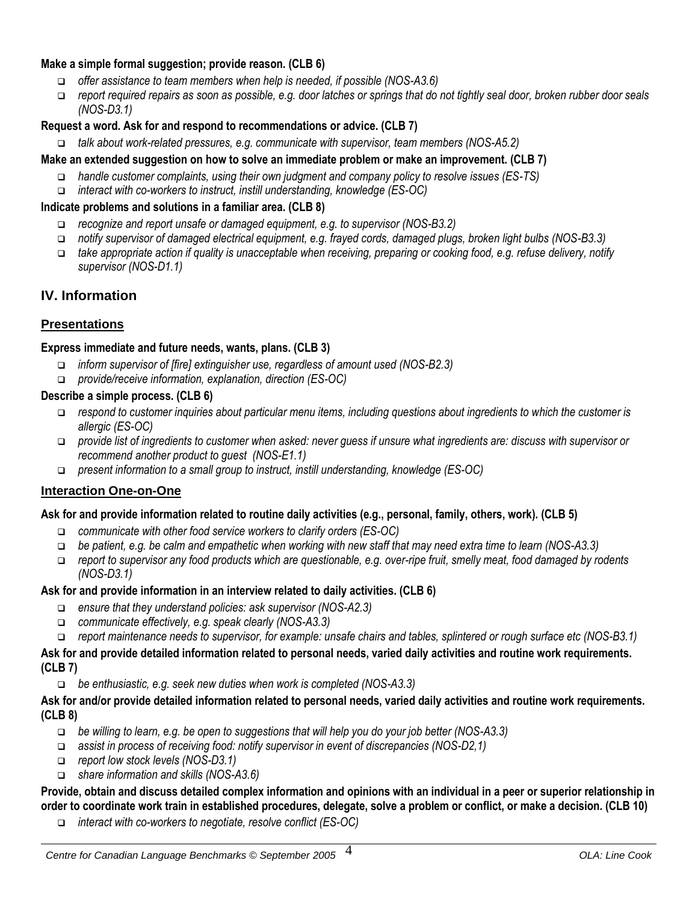**Make a simple formal suggestion; provide reason. (CLB 6)**

- *offer assistance to team members when help is needed, if possible (NOS-A3.6)*
- *report required repairs as soon as possible, e.g. door latches or springs that do not tightly seal door, broken rubber door seals (NOS-D3.1)*

**Request a word. Ask for and respond to recommendations or advice. (CLB 7)**

- *talk about work-related pressures, e.g. communicate with supervisor, team members (NOS-A5.2)*

**Make an extended suggestion on how to solve an immediate problem or make an improvement. (CLB 7)**

- *handle customer complaints, using their own judgment and company policy to resolve issues (ES-TS)*
- *interact with co-workers to instruct, instill understanding, knowledge (ES-OC)*

**Indicate problems and solutions in a familiar area. (CLB 8)**

- *recognize and report unsafe or damaged equipment, e.g. to supervisor (NOS-B3.2)*
- *notify supervisor of damaged electrical equipment, e.g. frayed cords, damaged plugs, broken light bulbs (NOS-B3.3)*
- *take appropriate action if quality is unacceptable when receiving, preparing or cooking food, e.g. refuse delivery, notify supervisor (NOS-D1.1)*

## IV. Information

### Presentations

**Express immediate and future needs, wants, plans. (CLB 3)**

- *inform supervisor of [fire] extinguisher use, regardless of amount used (NOS-B2.3)*
- *provide/receive information, explanation, direction (ES-OC)*

**Describe a simple process. (CLB 6)**

- *respond to customer inquiries about particular menu items, including questions about ingredients to which the customer is allergic (ES-OC)*
- *provide list of ingredients to customer when asked: never guess if unsure what ingredients are: discuss with supervisor or recommend another product to guest (NOS-E1.1)*
- *present information to a small group to instruct, instill understanding, knowledge (ES-OC)*

### Interaction One-on-One

**Ask for and provide information related to routine daily activities (e.g., personal, family, others, work). (CLB 5)**

- *communicate with other food service workers to clarify orders (ES-OC)*
- *be patient, e.g. be calm and empathetic when working with new staff that may need extra time to learn (NOS-A3.3)*
- *report to supervisor any food products which are questionable, e.g. over-ripe fruit, smelly meat, food damaged by rodents (NOS-D3.1)*

**Ask for and provide information in an interview related to daily activities. (CLB 6)**

- *ensure that they understand policies: ask supervisor (NOS-A2.3)*
- *communicate effectively, e.g. speak clearly (NOS-A3.3)*
- *report maintenance needs to supervisor, for example: unsafe chairs and tables, splintered or rough surface etc (NOS-B3.1)*

**Ask for and provide detailed information related to personal needs, varied daily activities and routine work requirements. (CLB 7)**

- *be enthusiastic, e.g. seek new duties when work is completed (NOS-A3.3)*

**Ask for and/or provide detailed information related to personal needs, varied daily activities and routine work requirements. (CLB 8)**

- *be willing to learn, e.g. be open to suggestions that will help you do your job better (NOS-A3.3)*
- *assist in process of receiving food: notify supervisor in event of discrepancies (NOS-D2,1)*
- *report low stock levels (NOS-D3.1)*
- *share information and skills (NOS-A3.6)*

**Provide, obtain and discuss detailed complex information and opinions with an individual in a peer or superior relationship in order to coordinate work train in established procedures, delegate, solve a problem or conflict, or make a decision. (CLB 10)**

- *interact with co-workers to negotiate, resolve conflict (ES-OC)*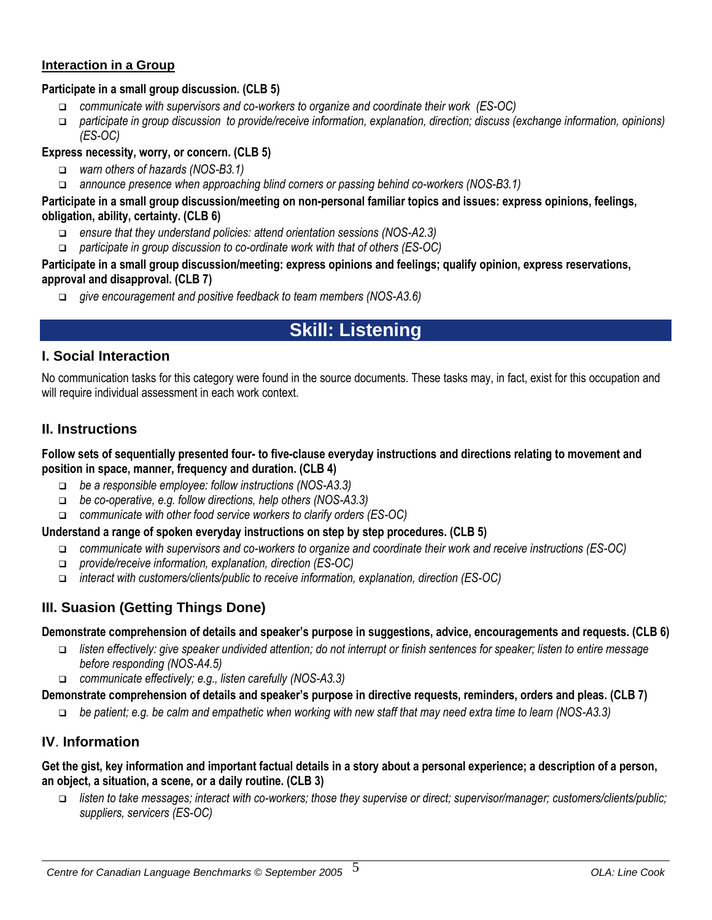**Interaction in a Group**

**Participate in a small group discussion. (CLB 5)**

- *communicate with supervisors and co-workers to organize and coordinate their work (ES-OC)*
- *participate in group discussion to provide/receive information, explanation, direction; discuss (exchange information, opinions) (ES-OC)*

**Express necessity, worry, or concern. (CLB 5)**

- *warn others of hazards (NOS-B3.1)*
- *announce presence when approaching blind corners or passing behind co-workers (NOS-B3.1)*

**Participate in a small group discussion/meeting on non-personal familiar topics and issues: express opinions, feelings, obligation, ability, certainty. (CLB 6)**

- *ensure that they understand policies: attend orientation sessions (NOS-A2.3)*
- *participate in group discussion to co-ordinate work with that of others (ES-OC)*

**Participate in a small group discussion/meeting: express opinions and feelings; qualify opinion, express reservations, approval and disapproval. (CLB 7)**

- *give encouragement and positive feedback to team members (NOS-A3.6)*

# Skill: Listening

## I. Social Interaction

No communication tasks for this category were found in the source documents. These tasks may, in fact, exist for this occupation and will require individual assessment in each work context.

## II. Instructions

**Follow sets of sequentially presented four- to five-clause everyday instructions and directions relating to movement and position in space, manner, frequency and duration. (CLB 4)**

- *be a responsible employee: follow instructions (NOS-A3.3)*
- *be co-operative, e.g. follow directions, help others (NOS-A3.3)*
- *communicate with other food service workers to clarify orders (ES-OC)*

**Understand a range of spoken everyday instructions on step by step procedures. (CLB 5)**

- *communicate with supervisors and co-workers to organize and coordinate their work and receive instructions (ES-OC)*
- *provide/receive information, explanation, direction (ES-OC)*
- *interact with customers/clients/public to receive information, explanation, direction (ES-OC)*

## III. Suasion (Getting Things Done)

**Demonstrate comprehension of details and speaker's purpose in suggestions, advice, encouragements and requests. (CLB 6)**

- *listen effectively: give speaker undivided attention; do not interrupt or finish sentences for speaker; listen to entire message before responding (NOS-A4.5)*
- *communicate effectively; e.g., listen carefully (NOS-A3.3)*

**Demonstrate comprehension of details and speaker's purpose in directive requests, reminders, orders and pleas. (CLB 7)**

- *be patient; e.g. be calm and empathetic when working with new staff that may need extra time to learn (NOS-A3.3)*

## IV. Information

**Get the gist, key information and important factual details in a story about a personal experience; a description of a person, an object, a situation, a scene, or a daily routine. (CLB 3)**

- *listen to take messages; interact with co-workers; those they supervise or direct; supervisor/manager; customers/clients/public; suppliers, servicers (ES-OC)*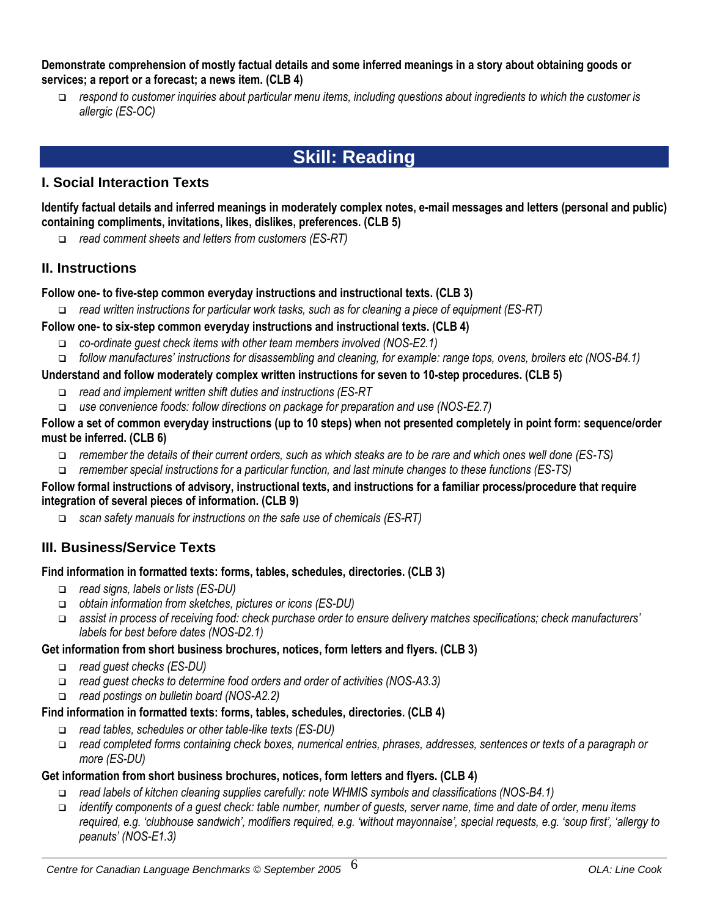**Demonstrate comprehension of mostly factual details and some inferred meanings in a story about obtaining goods or services; a report or a forecast; a news item. (CLB 4)**

- *respond to customer inquiries about particular menu items, including questions about ingredients to which the customer is allergic (ES-OC)*

# Skill: Reading

## I. Social Interaction Texts

**Identify factual details and inferred meanings in moderately complex notes, e-mail messages and letters (personal and public) containing compliments, invitations, likes, dislikes, preferences. (CLB 5)**

- *read comment sheets and letters from customers (ES-RT)*

## II. Instructions

**Follow one- to five-step common everyday instructions and instructional texts. (CLB 3)**

- *read written instructions for particular work tasks, such as for cleaning a piece of equipment (ES-RT)*

**Follow one- to six-step common everyday instructions and instructional texts. (CLB 4)**

- *co-ordinate guest check items with other team members involved (NOS-E2.1)*
- *follow manufactures' instructions for disassembling and cleaning, for example: range tops, ovens, broilers etc (NOS-B4.1)*

**Understand and follow moderately complex written instructions for seven to 10-step procedures. (CLB 5)**

- *read and implement written shift duties and instructions (ES-RT*
- *use convenience foods: follow directions on package for preparation and use (NOS-E2.7)*

**Follow a set of common everyday instructions (up to 10 steps) when not presented completely in point form: sequence/order must be inferred. (CLB 6)**

- *remember the details of their current orders, such as which steaks are to be rare and which ones well done (ES-TS)*
- *remember special instructions for a particular function, and last minute changes to these functions (ES-TS)*

**Follow formal instructions of advisory, instructional texts, and instructions for a familiar process/procedure that require integration of several pieces of information. (CLB 9)**

- *scan safety manuals for instructions on the safe use of chemicals (ES-RT)*

## III. Business/Service Texts

**Find information in formatted texts: forms, tables, schedules, directories. (CLB 3)**

- *read signs, labels or lists (ES-DU)*
- *obtain information from sketches, pictures or icons (ES-DU)*
- *assist in process of receiving food: check purchase order to ensure delivery matches specifications; check manufacturers' labels for best before dates (NOS-D2.1)*

**Get information from short business brochures, notices, form letters and flyers. (CLB 3)**

- *read guest checks (ES-DU)*
- *read guest checks to determine food orders and order of activities (NOS-A3.3)*
- *read postings on bulletin board (NOS-A2.2)*

**Find information in formatted texts: forms, tables, schedules, directories. (CLB 4)**

- *read tables, schedules or other table-like texts (ES-DU)*
- *read completed forms containing check boxes, numerical entries, phrases, addresses, sentences or texts of a paragraph or more (ES-DU)*

**Get information from short business brochures, notices, form letters and flyers. (CLB 4)**

- *read labels of kitchen cleaning supplies carefully: note WHMIS symbols and classifications (NOS-B4.1)*
- *identify components of a guest check: table number, number of guests, server name, time and date of order, menu items required, e.g. 'clubhouse sandwich', modifiers required, e.g. 'without mayonnaise', special requests, e.g. 'soup first', 'allergy to peanuts' (NOS-E1.3)*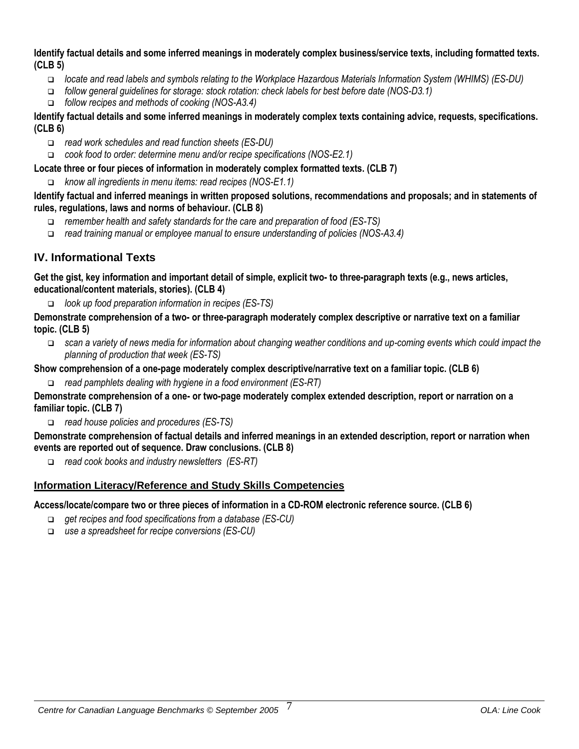**Identify factual details and some inferred meanings in moderately complex business/service texts, including formatted texts. (CLB 5)**

- *locate and read labels and symbols relating to the Workplace Hazardous Materials Information System (WHIMS) (ES-DU)*
- *follow general guidelines for storage: stock rotation: check labels for best before date (NOS-D3.1)*
- *follow recipes and methods of cooking (NOS-A3.4)*

**Identify factual details and some inferred meanings in moderately complex texts containing advice, requests, specifications. (CLB 6)**

- *read work schedules and read function sheets (ES-DU)*
- *cook food to order: determine menu and/or recipe specifications (NOS-E2.1)*

**Locate three or four pieces of information in moderately complex formatted texts. (CLB 7)**

- *know all ingredients in menu items: read recipes (NOS-E1.1)*

**Identify factual and inferred meanings in written proposed solutions, recommendations and proposals; and in statements of rules, regulations, laws and norms of behaviour. (CLB 8)**

- *remember health and safety standards for the care and preparation of food (ES-TS)*
- *read training manual or employee manual to ensure understanding of policies (NOS-A3.4)*

## IV. Informational Texts

**Get the gist, key information and important detail of simple, explicit two- to three-paragraph texts (e.g., news articles, educational/content materials, stories). (CLB 4)**

- *look up food preparation information in recipes (ES-TS)*

**Demonstrate comprehension of a two- or three-paragraph moderately complex descriptive or narrative text on a familiar topic. (CLB 5)**

- *scan a variety of news media for information about changing weather conditions and up-coming events which could impact the planning of production that week (ES-TS)*

**Show comprehension of a one-page moderately complex descriptive/narrative text on a familiar topic. (CLB 6)**

- *read pamphlets dealing with hygiene in a food environment (ES-RT)*

**Demonstrate comprehension of a one- or two-page moderately complex extended description, report or narration on a familiar topic. (CLB 7)**

- *read house policies and procedures (ES-TS)*

**Demonstrate comprehension of factual details and inferred meanings in an extended description, report or narration when events are reported out of sequence. Draw conclusions. (CLB 8)**

- *read cook books and industry newsletters (ES-RT)*

### Information Literacy/Reference and Study Skills Competencies

**Access/locate/compare two or three pieces of information in a CD-ROM electronic reference source. (CLB 6)**

- *get recipes and food specifications from a database (ES-CU)*
- *use a spreadsheet for recipe conversions (ES-CU)*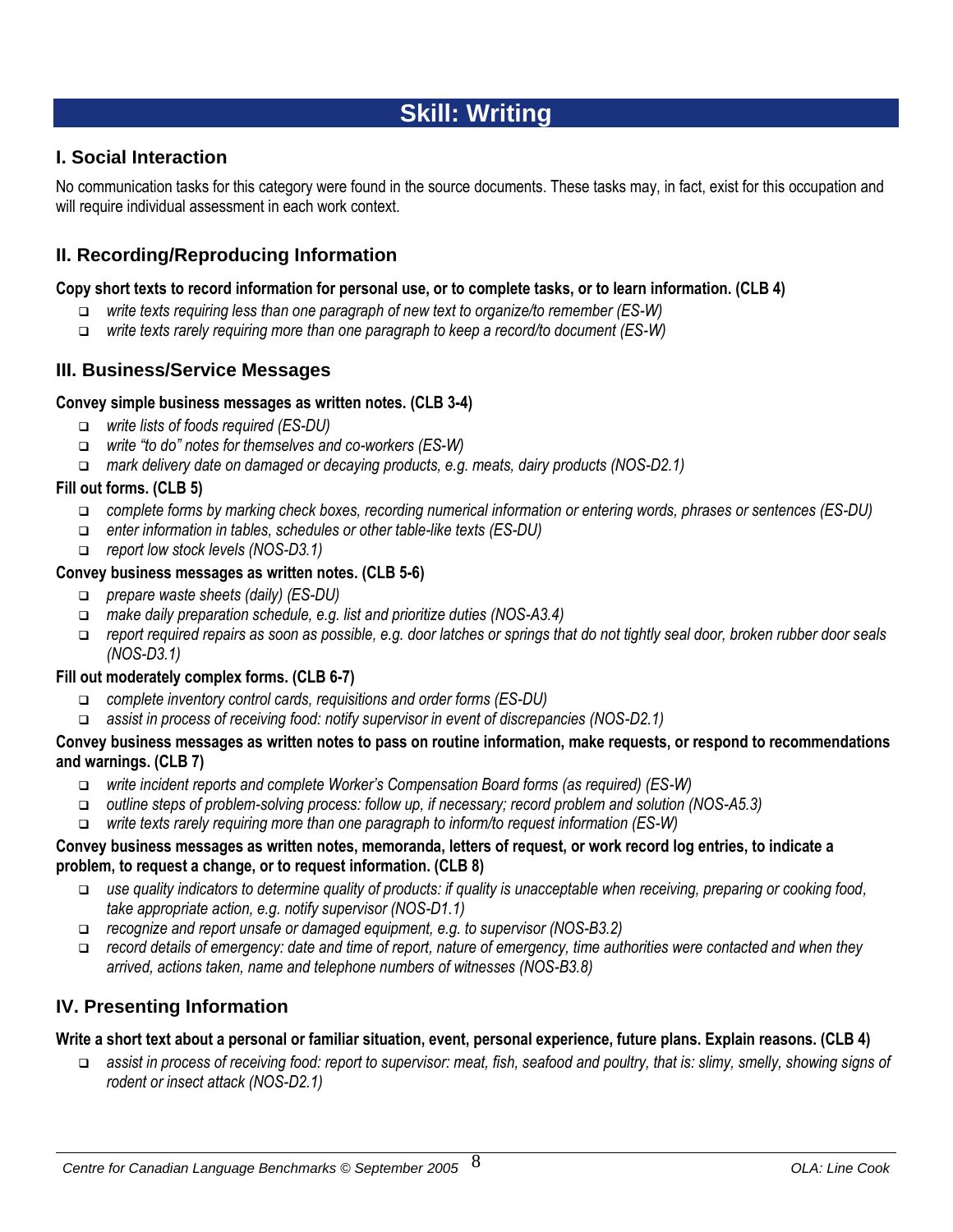# Skill: Writing

## I. Social Interaction

No communication tasks for this category were found in the source documents. These tasks may, in fact, exist for this occupation and will require individual assessment in each work context.

## II. Recording/Reproducing Information

**Copy short texts to record information for personal use, or to complete tasks, or to learn information. (CLB 4)**

- *write texts requiring less than one paragraph of new text to organize/to remember (ES-W)*
- *write texts rarely requiring more than one paragraph to keep a record/to document (ES-W)*

## III. Business/Service Messages

**Convey simple business messages as written notes. (CLB 3-4)**

- *write lists of foods required (ES-DU)*
- *write "to do" notes for themselves and co-workers (ES-W)*
- *mark delivery date on damaged or decaying products, e.g. meats, dairy products (NOS-D2.1)*

**Fill out forms. (CLB 5)**

- *complete forms by marking check boxes, recording numerical information or entering words, phrases or sentences (ES-DU)*
- *enter information in tables, schedules or other table-like texts (ES-DU)*
- *report low stock levels (NOS-D3.1)*

**Convey business messages as written notes. (CLB 5-6)**

- *prepare waste sheets (daily) (ES-DU)*
- *make daily preparation schedule, e.g. list and prioritize duties (NOS-A3.4)*
- *report required repairs as soon as possible, e.g. door latches or springs that do not tightly seal door, broken rubber door seals (NOS-D3.1)*

**Fill out moderately complex forms. (CLB 6-7)**

- *complete inventory control cards, requisitions and order forms (ES-DU)*
- *assist in process of receiving food: notify supervisor in event of discrepancies (NOS-D2.1)*

**Convey business messages as written notes to pass on routine information, make requests, or respond to recommendations and warnings. (CLB 7)**

- *write incident reports and complete Worker's Compensation Board forms (as required) (ES-W)*
- *outline steps of problem-solving process: follow up, if necessary; record problem and solution (NOS-A5.3)*
- *write texts rarely requiring more than one paragraph to inform/to request information (ES-W)*

**Convey business messages as written notes, memoranda, letters of request, or work record log entries, to indicate a problem, to request a change, or to request information. (CLB 8)**

- *use quality indicators to determine quality of products: if quality is unacceptable when receiving, preparing or cooking food, take appropriate action, e.g. notify supervisor (NOS-D1.1)*
- *recognize and report unsafe or damaged equipment, e.g. to supervisor (NOS-B3.2)*
- *record details of emergency: date and time of report, nature of emergency, time authorities were contacted and when they arrived, actions taken, name and telephone numbers of witnesses (NOS-B3.8)*

## IV. Presenting Information

**Write a short text about a personal or familiar situation, event, personal experience, future plans. Explain reasons. (CLB 4)**

- *assist in process of receiving food: report to supervisor: meat, fish, seafood and poultry, that is: slimy, smelly, showing signs of rodent or insect attack (NOS-D2.1)*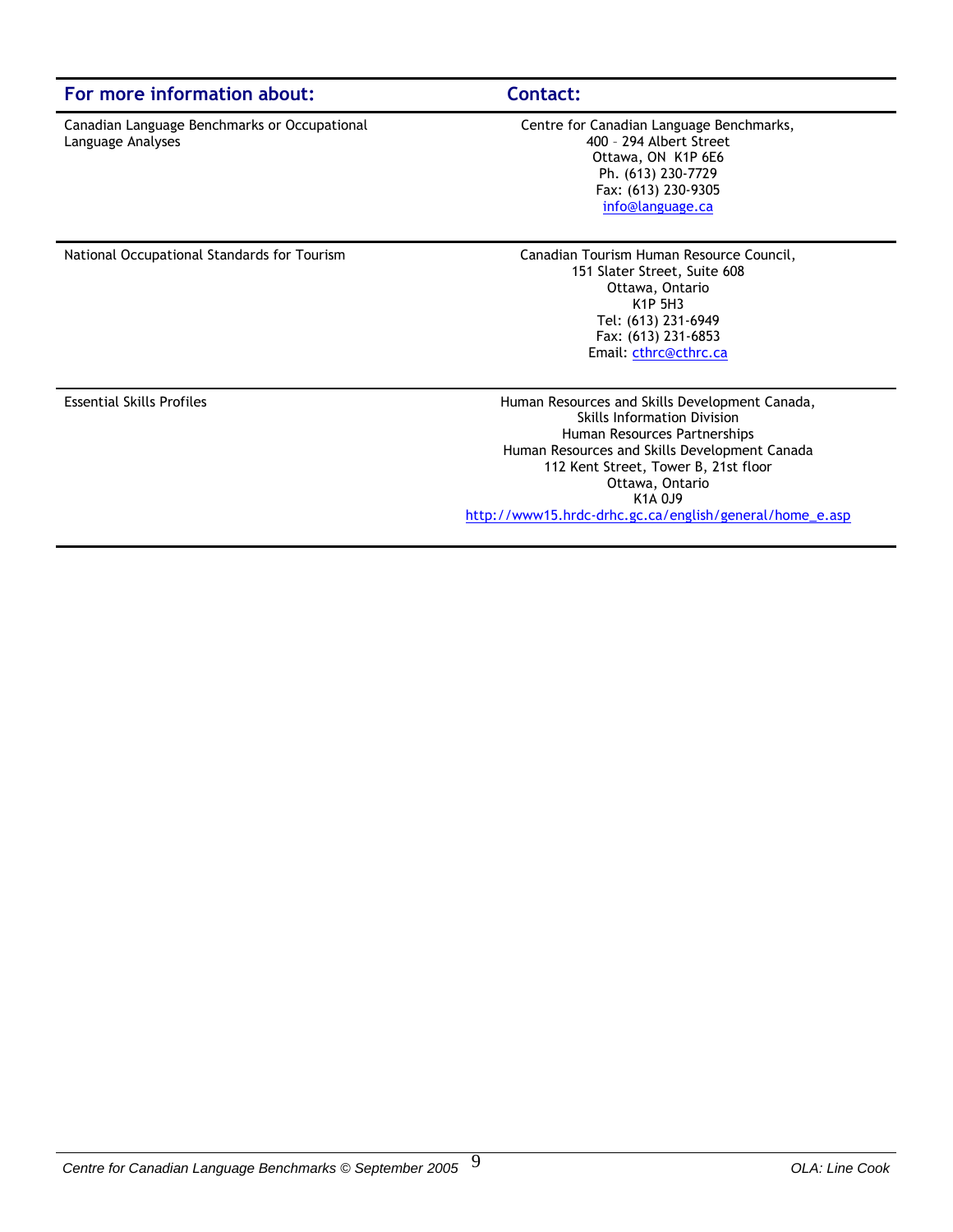| For more information about: | Contact: |
|---|---|
| Canadian Language Benchmarks or Occupational Language Analyses | Centre for Canadian Language Benchmarks,<br>400 – 294 Albert Street<br>Ottawa, ON K1P 6E6<br>Ph. (613) 230-7729<br>Fax: (613) 230-9305<br>info@language.ca |
| National Occupational Standards for Tourism | Canadian Tourism Human Resource Council,<br>151 Slater Street, Suite 608<br>Ottawa, Ontario<br>K1P 5H3<br>Tel: (613) 231-6949<br>Fax: (613) 231-6853<br>Email: cthrc@cthrc.ca |
| Essential Skills Profiles | Human Resources and Skills Development Canada,<br>Skills Information Division<br>Human Resources Partnerships<br>Human Resources and Skills Development Canada<br>112 Kent Street, Tower B, 21st floor<br>Ottawa, Ontario<br>K1A 0J9<br>http://www15.hrdc-drhc.gc.ca/english/general/home_e.asp |